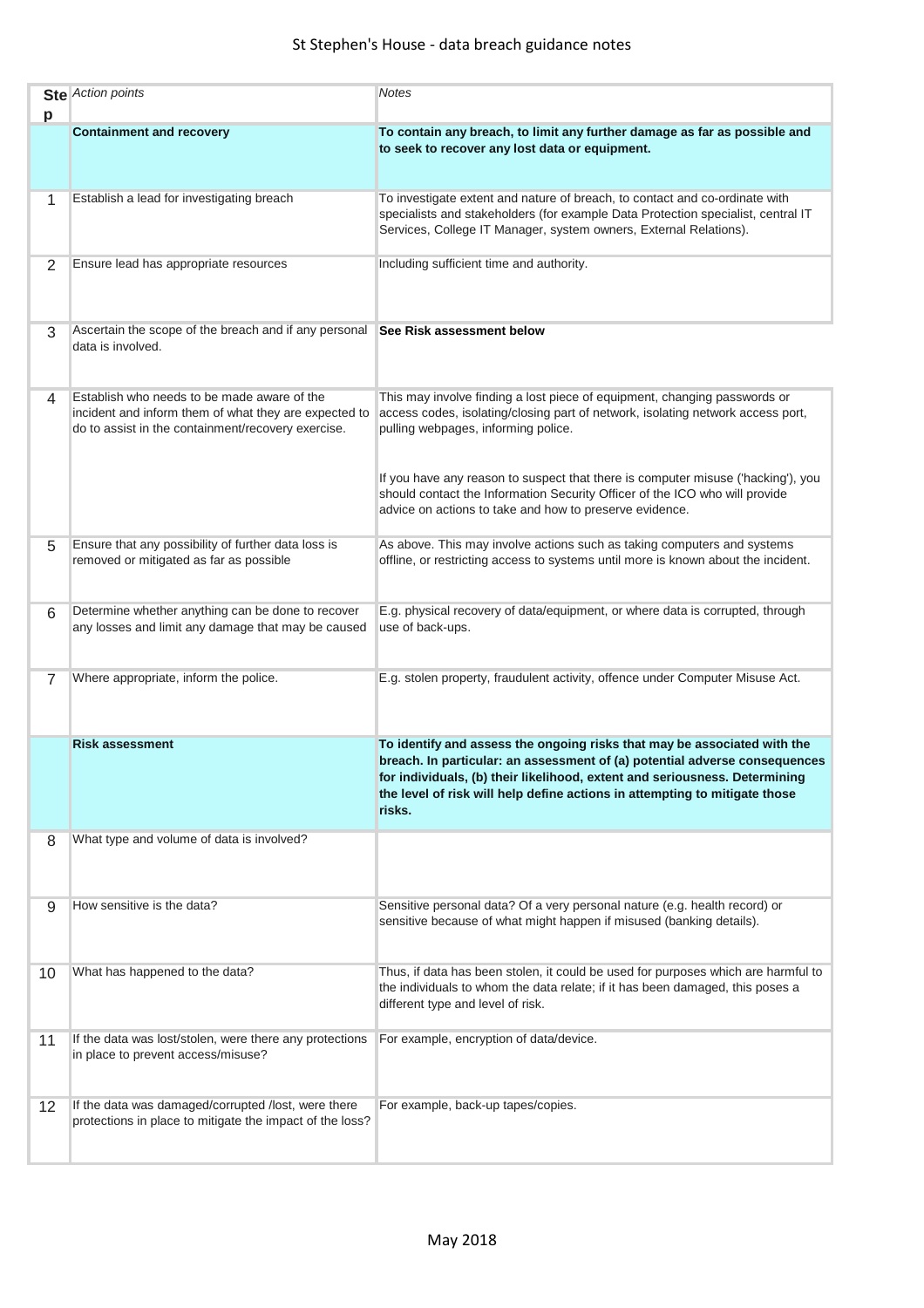# St Stephen's House - data breach guidance notes

| Step | *Action points* | *Notes* |
|---|---|---|
| | **Containment and recovery** | **To contain any breach, to limit any further damage as far as possible and to seek to recover any lost data or equipment.** |
| 1 | Establish a lead for investigating breach | To investigate extent and nature of breach, to contact and co-ordinate with specialists and stakeholders (for example Data Protection specialist, central IT Services, College IT Manager, system owners, External Relations). |
| 2 | Ensure lead has appropriate resources | Including sufficient time and authority. |
| 3 | Ascertain the scope of the breach and if any personal data is involved. | **See Risk assessment below** |
| 4 | Establish who needs to be made aware of the incident and inform them of what they are expected to do to assist in the containment/recovery exercise. | This may involve finding a lost piece of equipment, changing passwords or access codes, isolating/closing part of network, isolating network access port, pulling webpages, informing police.<br><br>If you have any reason to suspect that there is computer misuse ('hacking'), you should contact the Information Security Officer of the ICO who will provide advice on actions to take and how to preserve evidence. |
| 5 | Ensure that any possibility of further data loss is removed or mitigated as far as possible | As above. This may involve actions such as taking computers and systems offline, or restricting access to systems until more is known about the incident. |
| 6 | Determine whether anything can be done to recover any losses and limit any damage that may be caused | E.g. physical recovery of data/equipment, or where data is corrupted, through use of back-ups. |
| 7 | Where appropriate, inform the police. | E.g. stolen property, fraudulent activity, offence under Computer Misuse Act. |
| | **Risk assessment** | **To identify and assess the ongoing risks that may be associated with the breach. In particular: an assessment of (a) potential adverse consequences for individuals, (b) their likelihood, extent and seriousness. Determining the level of risk will help define actions in attempting to mitigate those risks.** |
| 8 | What type and volume of data is involved? | |
| 9 | How sensitive is the data? | Sensitive personal data? Of a very personal nature (e.g. health record) or sensitive because of what might happen if misused (banking details). |
| 10 | What has happened to the data? | Thus, if data has been stolen, it could be used for purposes which are harmful to the individuals to whom the data relate; if it has been damaged, this poses a different type and level of risk. |
| 11 | If the data was lost/stolen, were there any protections in place to prevent access/misuse? | For example, encryption of data/device. |
| 12 | If the data was damaged/corrupted /lost, were there protections in place to mitigate the impact of the loss? | For example, back-up tapes/copies. |

May 2018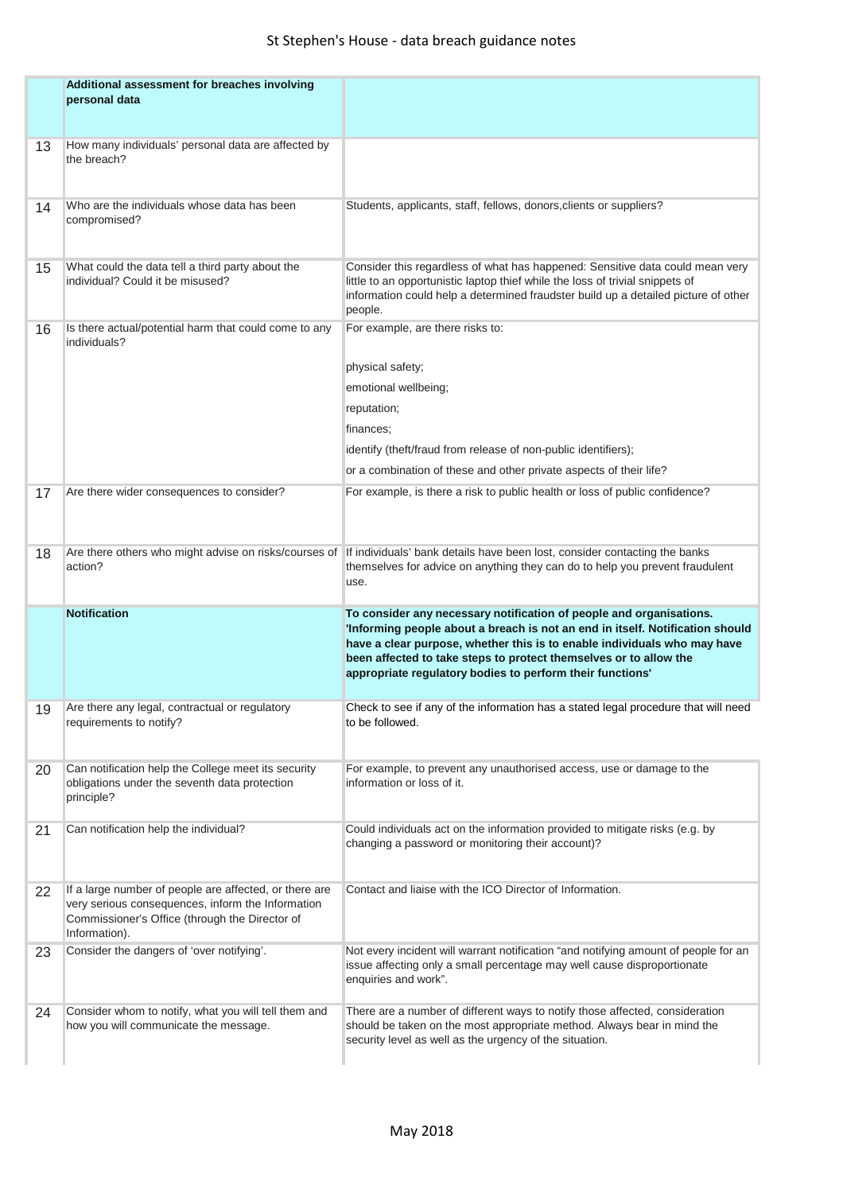| | Additional assessment for breaches involving personal data | |
|---|---|---|
| 13 | How many individuals' personal data are affected by the breach? | |
| 14 | Who are the individuals whose data has been compromised? | Students, applicants, staff, fellows, donors,clients or suppliers? |
| 15 | What could the data tell a third party about the individual? Could it be misused? | Consider this regardless of what has happened: Sensitive data could mean very little to an opportunistic laptop thief while the loss of trivial snippets of information could help a determined fraudster build up a detailed picture of other people. |
| 16 | Is there actual/potential harm that could come to any individuals? | For example, are there risks to:<br><br>physical safety;<br>emotional wellbeing;<br>reputation;<br>finances;<br>identify (theft/fraud from release of non-public identifiers);<br>or a combination of these and other private aspects of their life? |
| 17 | Are there wider consequences to consider? | For example, is there a risk to public health or loss of public confidence? |
| 18 | Are there others who might advise on risks/courses of action? | If individuals' bank details have been lost, consider contacting the banks themselves for advice on anything they can do to help you prevent fraudulent use. |
| | **Notification** | **To consider any necessary notification of people and organisations. 'Informing people about a breach is not an end in itself. Notification should have a clear purpose, whether this is to enable individuals who may have been affected to take steps to protect themselves or to allow the appropriate regulatory bodies to perform their functions'** |
| 19 | Are there any legal, contractual or regulatory requirements to notify? | Check to see if any of the information has a stated legal procedure that will need to be followed. |
| 20 | Can notification help the College meet its security obligations under the seventh data protection principle? | For example, to prevent any unauthorised access, use or damage to the information or loss of it. |
| 21 | Can notification help the individual? | Could individuals act on the information provided to mitigate risks (e.g. by changing a password or monitoring their account)? |
| 22 | If a large number of people are affected, or there are very serious consequences, inform the Information Commissioner's Office (through the Director of Information). | Contact and liaise with the ICO Director of Information. |
| 23 | Consider the dangers of 'over notifying'. | Not every incident will warrant notification "and notifying amount of people for an issue affecting only a small percentage may well cause disproportionate enquiries and work". |
| 24 | Consider whom to notify, what you will tell them and how you will communicate the message. | There are a number of different ways to notify those affected, consideration should be taken on the most appropriate method. Always bear in mind the security level as well as the urgency of the situation. |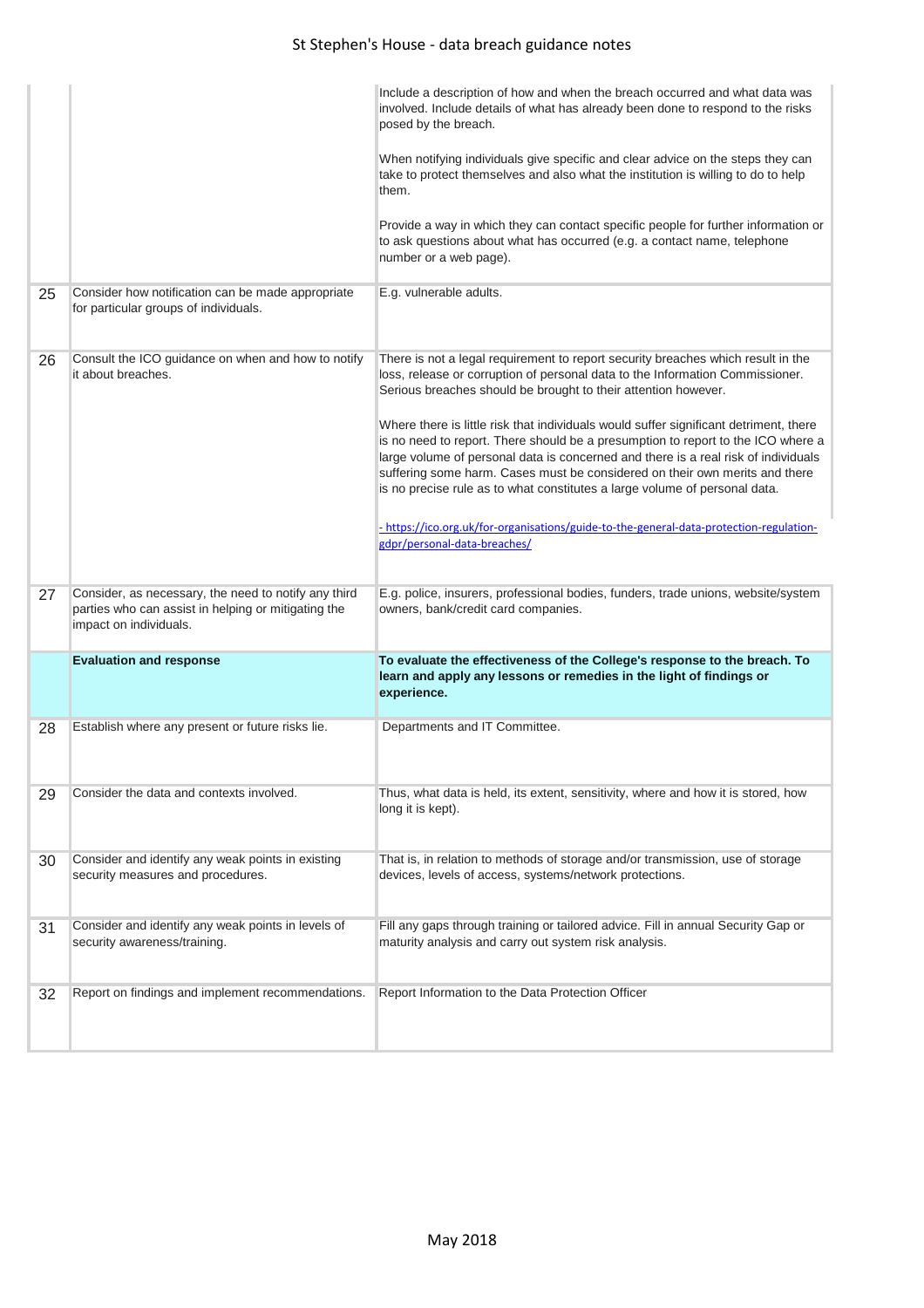| | | |
|---|---|---|
| | | Include a description of how and when the breach occurred and what data was involved. Include details of what has already been done to respond to the risks posed by the breach.<br><br>When notifying individuals give specific and clear advice on the steps they can take to protect themselves and also what the institution is willing to do to help them.<br><br>Provide a way in which they can contact specific people for further information or to ask questions about what has occurred (e.g. a contact name, telephone number or a web page). |
| 25 | Consider how notification can be made appropriate for particular groups of individuals. | E.g. vulnerable adults. |
| 26 | Consult the ICO guidance on when and how to notify it about breaches. | There is not a legal requirement to report security breaches which result in the loss, release or corruption of personal data to the Information Commissioner. Serious breaches should be brought to their attention however.<br><br>Where there is little risk that individuals would suffer significant detriment, there is no need to report. There should be a presumption to report to the ICO where a large volume of personal data is concerned and there is a real risk of individuals suffering some harm. Cases must be considered on their own merits and there is no precise rule as to what constitutes a large volume of personal data.<br><br>- https://ico.org.uk/for-organisations/guide-to-the-general-data-protection-regulation-gdpr/personal-data-breaches/ |
| 27 | Consider, as necessary, the need to notify any third parties who can assist in helping or mitigating the impact on individuals. | E.g. police, insurers, professional bodies, funders, trade unions, website/system owners, bank/credit card companies. |
| | **Evaluation and response** | **To evaluate the effectiveness of the College's response to the breach. To learn and apply any lessons or remedies in the light of findings or experience.** |
| 28 | Establish where any present or future risks lie. | Departments and IT Committee. |
| 29 | Consider the data and contexts involved. | Thus, what data is held, its extent, sensitivity, where and how it is stored, how long it is kept). |
| 30 | Consider and identify any weak points in existing security measures and procedures. | That is, in relation to methods of storage and/or transmission, use of storage devices, levels of access, systems/network protections. |
| 31 | Consider and identify any weak points in levels of security awareness/training. | Fill any gaps through training or tailored advice. Fill in annual Security Gap or maturity analysis and carry out system risk analysis. |
| 32 | Report on findings and implement recommendations. | Report Information to the Data Protection Officer |